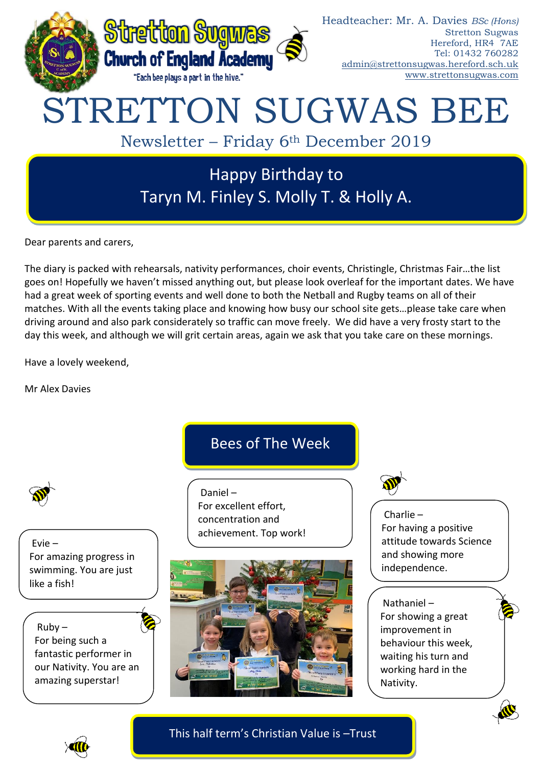# Stretton Sugwas Church of England Academy

"Each bee plays a part in the hive."

Headteacher: Mr. A. Davies *BSc (Hons)*
Stretton Sugwas
Hereford, HR4 7AE
Tel: 01432 760282
admin@strettonsugwas.hereford.sch.uk
www.strettonsugwas.com

# STRETTON SUGWAS BEE

## Newsletter – Friday 6th December 2019

## Happy Birthday to Taryn M. Finley S. Molly T. & Holly A.

Dear parents and carers,

The diary is packed with rehearsals, nativity performances, choir events, Christingle, Christmas Fair…the list goes on! Hopefully we haven't missed anything out, but please look overleaf for the important dates. We have had a great week of sporting events and well done to both the Netball and Rugby teams on all of their matches. With all the events taking place and knowing how busy our school site gets…please take care when driving around and also park considerately so traffic can move freely. We did have a very frosty start to the day this week, and although we will grit certain areas, again we ask that you take care on these mornings.

Have a lovely weekend,

Mr Alex Davies

## Bees of The Week

Evie –
For amazing progress in swimming. You are just like a fish!

Ruby –
For being such a fantastic performer in our Nativity. You are an amazing superstar!

Daniel –
For excellent effort, concentration and achievement. Top work!

Charlie –
For having a positive attitude towards Science and showing more independence.

Nathaniel –
For showing a great improvement in behaviour this week, waiting his turn and working hard in the Nativity.

## This half term's Christian Value is –Trust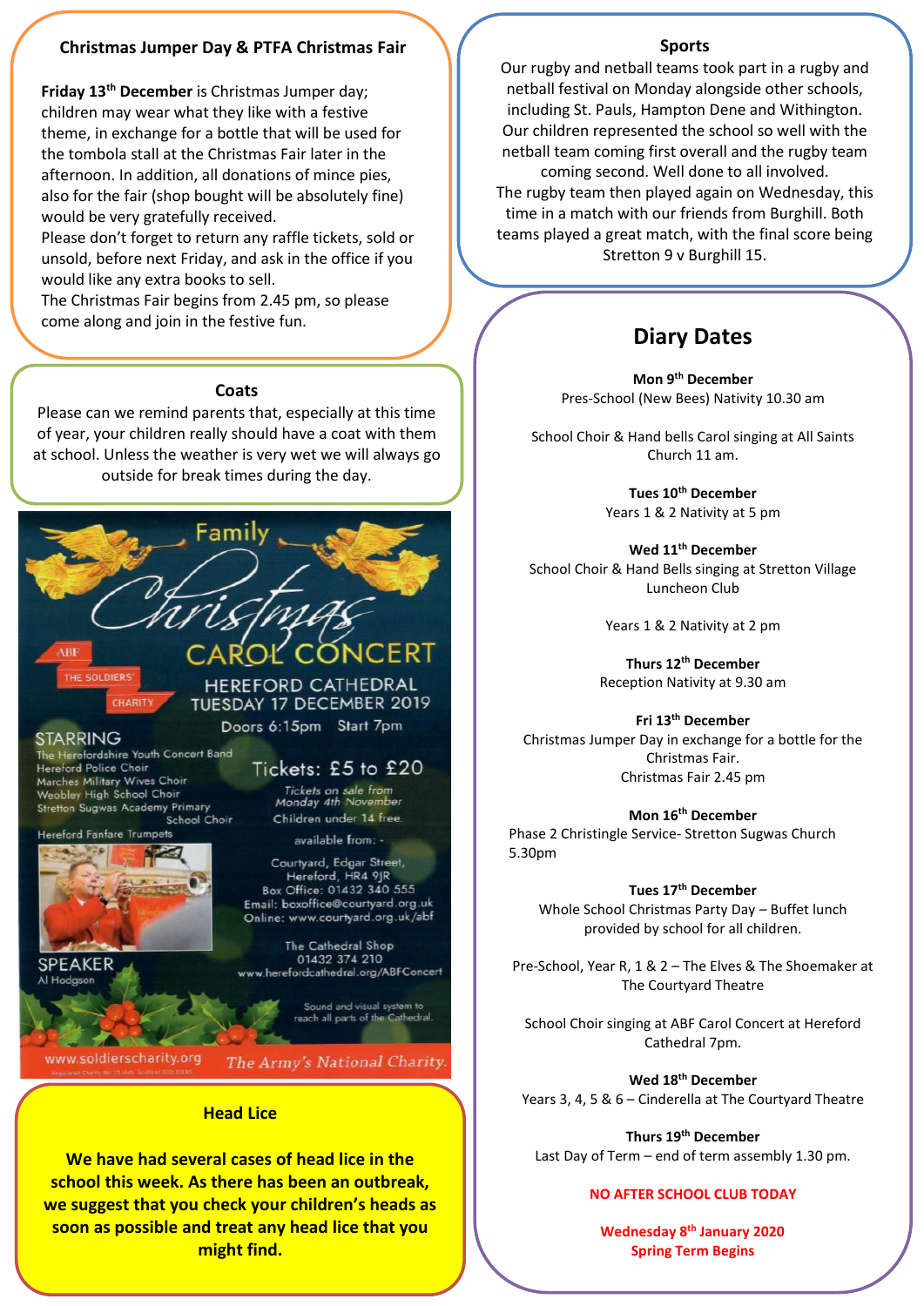## Christmas Jumper Day & PTFA Christmas Fair

**Friday 13th December** is Christmas Jumper day; children may wear what they like with a festive theme, in exchange for a bottle that will be used for the tombola stall at the Christmas Fair later in the afternoon. In addition, all donations of mince pies, also for the fair (shop bought will be absolutely fine) would be very gratefully received.

Please don't forget to return any raffle tickets, sold or unsold, before next Friday, and ask in the office if you would like any extra books to sell.

The Christmas Fair begins from 2.45 pm, so please come along and join in the festive fun.

## Coats

Please can we remind parents that, especially at this time of year, your children really should have a coat with them at school. Unless the weather is very wet we will always go outside for break times during the day.

Family Christmas Carol Concert

ABF The Soldiers' Charity

HEREFORD CATHEDRAL
TUESDAY 17 DECEMBER 2019

Doors 6:15pm Start 7pm

STARRING
The Herefordshire Youth Concert Band
Hereford Police Choir
Marches Military Wives Choir
Weobley High School Choir
Stretton Sugwas Academy Primary School Choir
Hereford Fanfare Trumpets

SPEAKER
Al Hodgson

Tickets: £5 to £20
Tickets on sale from Monday 4th November
Children under 14 free.

available from: -

Courtyard, Edgar Street, Hereford, HR4 9JR
Box Office: 01432 340 555
Email: boxoffice@courtyard.org.uk
Online: www.courtyard.org.uk/abf

The Cathedral Shop
01432 374 210
www.herefordcathedral.org/ABFConcert

Sound and visual system to reach all parts of the Cathedral.

www.soldierscharity.org The Army's National Charity.

## Head Lice

**We have had several cases of head lice in the school this week. As there has been an outbreak, we suggest that you check your children's heads as soon as possible and treat any head lice that you might find.**

## Sports

Our rugby and netball teams took part in a rugby and netball festival on Monday alongside other schools, including St. Pauls, Hampton Dene and Withington. Our children represented the school so well with the netball team coming first overall and the rugby team coming second. Well done to all involved.

The rugby team then played again on Wednesday, this time in a match with our friends from Burghill. Both teams played a great match, with the final score being Stretton 9 v Burghill 15.

## Diary Dates

**Mon 9th December**
Pres-School (New Bees) Nativity 10.30 am

School Choir & Hand bells Carol singing at All Saints Church 11 am.

**Tues 10th December**
Years 1 & 2 Nativity at 5 pm

**Wed 11th December**
School Choir & Hand Bells singing at Stretton Village Luncheon Club

Years 1 & 2 Nativity at 2 pm

**Thurs 12th December**
Reception Nativity at 9.30 am

**Fri 13th December**
Christmas Jumper Day in exchange for a bottle for the Christmas Fair.
Christmas Fair 2.45 pm

**Mon 16th December**
Phase 2 Christingle Service- Stretton Sugwas Church 5.30pm

**Tues 17th December**
Whole School Christmas Party Day – Buffet lunch provided by school for all children.

Pre-School, Year R, 1 & 2 – The Elves & The Shoemaker at The Courtyard Theatre

School Choir singing at ABF Carol Concert at Hereford Cathedral 7pm.

**Wed 18th December**
Years 3, 4, 5 & 6 – Cinderella at The Courtyard Theatre

**Thurs 19th December**
Last Day of Term – end of term assembly 1.30 pm.

**NO AFTER SCHOOL CLUB TODAY**

**Wednesday 8th January 2020**
**Spring Term Begins**